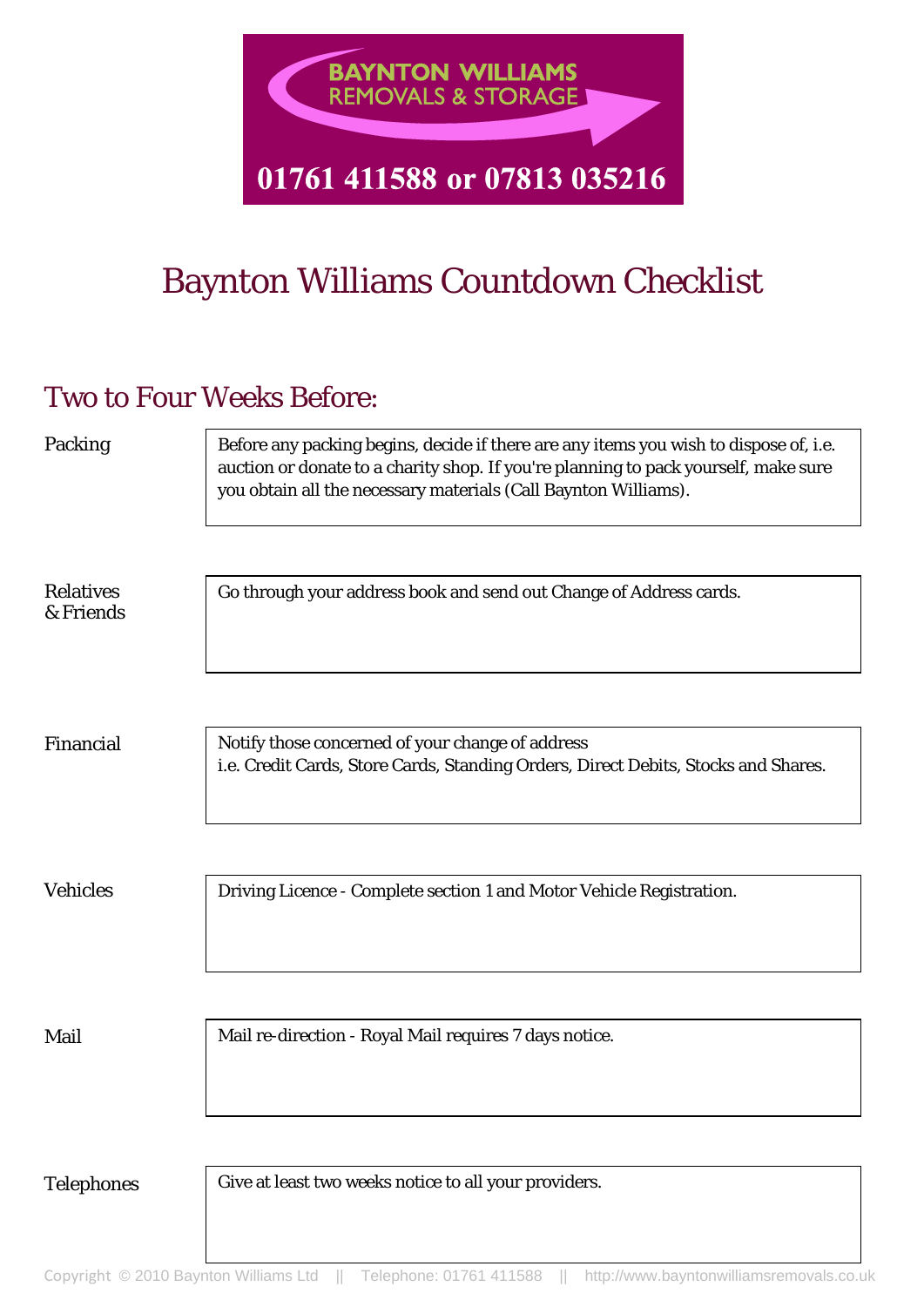BAYNTON WILLIAMS
REMOVALS & STORAGE

01761 411588 or 07813 035216

# Baynton Williams Countdown Checklist

## Two to Four Weeks Before:

| | |
|---|---|
| Packing | Before any packing begins, decide if there are any items you wish to dispose of, i.e. auction or donate to a charity shop. If you're planning to pack yourself, make sure you obtain all the necessary materials (Call Baynton Williams). |
| Relatives & Friends | Go through your address book and send out Change of Address cards. |
| Financial | Notify those concerned of your change of address i.e. Credit Cards, Store Cards, Standing Orders, Direct Debits, Stocks and Shares. |
| Vehicles | Driving Licence - Complete section 1 and Motor Vehicle Registration. |
| Mail | Mail re-direction - Royal Mail requires 7 days notice. |
| Telephones | Give at least two weeks notice to all your providers. |

Copyright © 2010 Baynton Williams Ltd || Telephone: 01761 411588 || http://www.bayntonwilliamsremovals.co.uk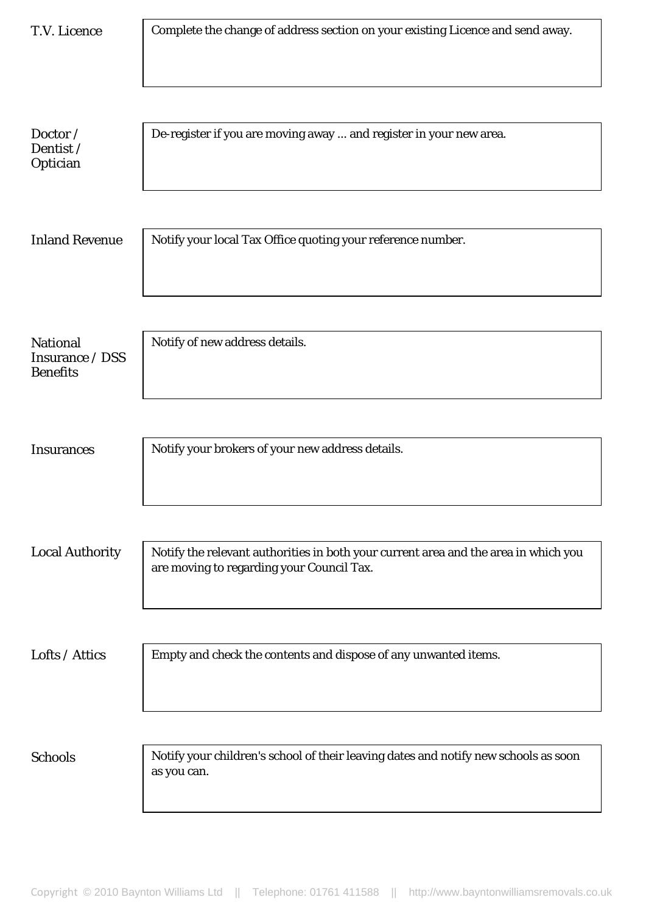| | |
|---|---|
| T.V. Licence | Complete the change of address section on your existing Licence and send away. |
| Doctor / Dentist / Optician | De-register if you are moving away ... and register in your new area. |
| Inland Revenue | Notify your local Tax Office quoting your reference number. |
| National Insurance / DSS Benefits | Notify of new address details. |
| Insurances | Notify your brokers of your new address details. |
| Local Authority | Notify the relevant authorities in both your current area and the area in which you are moving to regarding your Council Tax. |
| Lofts / Attics | Empty and check the contents and dispose of any unwanted items. |
| Schools | Notify your children's school of their leaving dates and notify new schools as soon as you can. |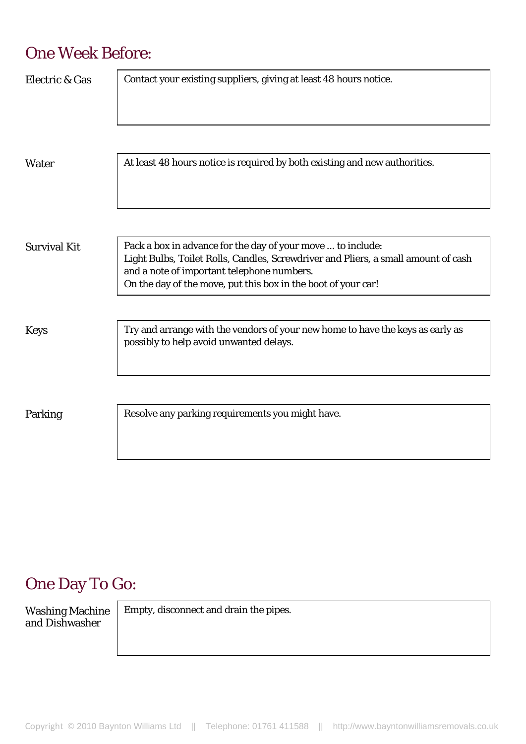## One Week Before:

| | |
|---|---|
| Electric & Gas | Contact your existing suppliers, giving at least 48 hours notice. |
| Water | At least 48 hours notice is required by both existing and new authorities. |
| Survival Kit | Pack a box in advance for the day of your move ... to include:<br>Light Bulbs, Toilet Rolls, Candles, Screwdriver and Pliers, a small amount of cash and a note of important telephone numbers.<br>On the day of the move, put this box in the boot of your car! |
| Keys | Try and arrange with the vendors of your new home to have the keys as early as possibly to help avoid unwanted delays. |
| Parking | Resolve any parking requirements you might have. |

## One Day To Go:

| | |
|---|---|
| Washing Machine and Dishwasher | Empty, disconnect and drain the pipes. |

Copyright © 2010 Baynton Williams Ltd || Telephone: 01761 411588 || http://www.bayntonwilliamsremovals.co.uk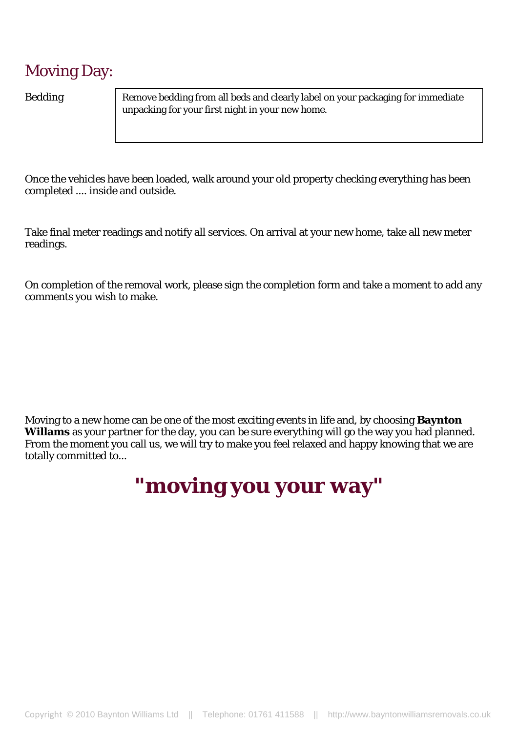## Moving Day:

| | |
|---|---|
| Bedding | Remove bedding from all beds and clearly label on your packaging for immediate unpacking for your first night in your new home. |

Once the vehicles have been loaded, walk around your old property checking everything has been completed .... inside and outside.

Take final meter readings and notify all services. On arrival at your new home, take all new meter readings.

On completion of the removal work, please sign the completion form and take a moment to add any comments you wish to make.

Moving to a new home can be one of the most exciting events in life and, by choosing **Baynton Willams** as your partner for the day, you can be sure everything will go the way you had planned. From the moment you call us, we will try to make you feel relaxed and happy knowing that we are totally committed to...

# **"moving you your way"**

Copyright © 2010 Baynton Williams Ltd || Telephone: 01761 411588 || http://www.bayntonwilliamsremovals.co.uk